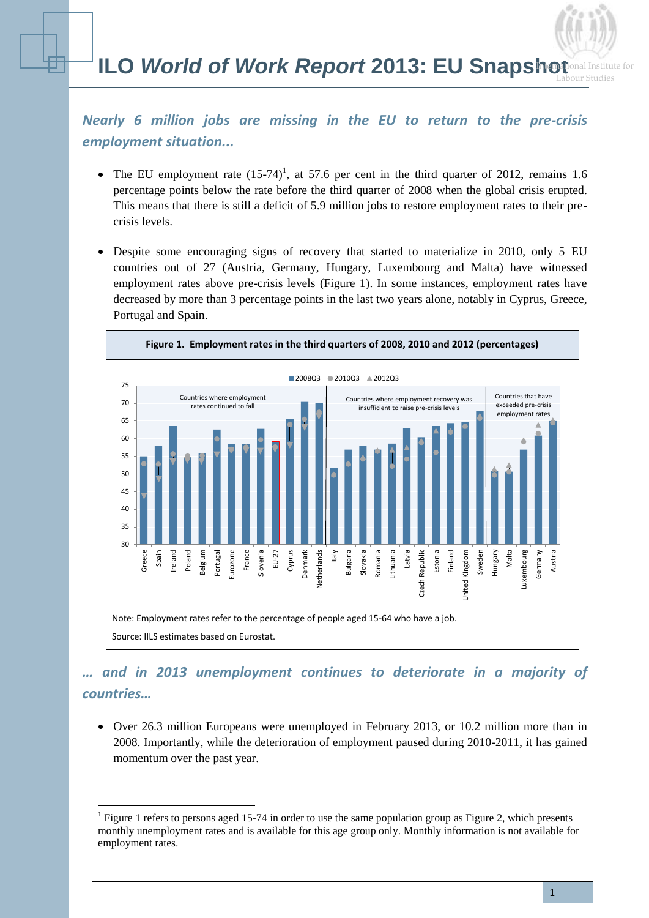# ILO *World of Work Report* 2013: EU Snapshot

## *Nearly 6 million jobs are missing in the EU to return to the pre-crisis employment situation...*

- The EU employment rate (15-74)[1], at 57.6 per cent in the third quarter of 2012, remains 1.6 percentage points below the rate before the third quarter of 2008 when the global crisis erupted. This means that there is still a deficit of 5.9 million jobs to restore employment rates to their pre-crisis levels.

- Despite some encouraging signs of recovery that started to materialize in 2010, only 5 EU countries out of 27 (Austria, Germany, Hungary, Luxembourg and Malta) have witnessed employment rates above pre-crisis levels (Figure 1). In some instances, employment rates have decreased by more than 3 percentage points in the last two years alone, notably in Cyprus, Greece, Portugal and Spain.

**Figure 1. Employment rates in the third quarters of 2008, 2010 and 2012 (percentages)**

Note: Employment rates refer to the percentage of people aged 15-64 who have a job.

Source: IILS estimates based on Eurostat.

## *… and in 2013 unemployment continues to deteriorate in a majority of countries…*

- Over 26.3 million Europeans were unemployed in February 2013, or 10.2 million more than in 2008. Importantly, while the deterioration of employment paused during 2010-2011, it has gained momentum over the past year.

---

[1] Figure 1 refers to persons aged 15-74 in order to use the same population group as Figure 2, which presents monthly unemployment rates and is available for this age group only. Monthly information is not available for employment rates.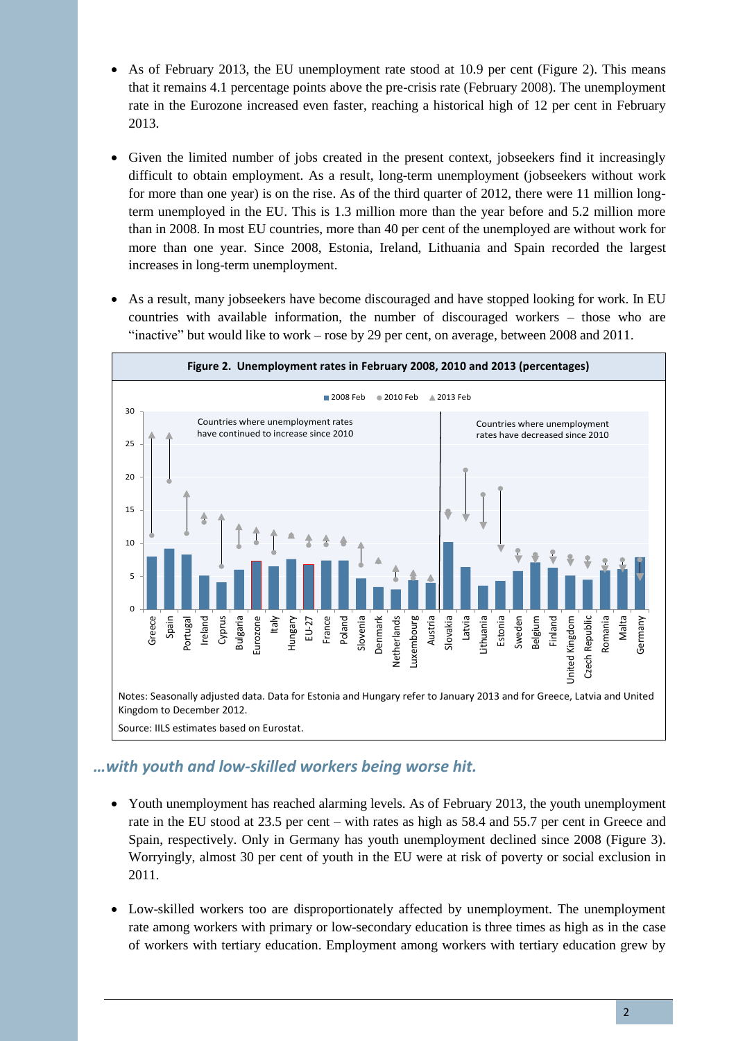- As of February 2013, the EU unemployment rate stood at 10.9 per cent (Figure 2). This means that it remains 4.1 percentage points above the pre-crisis rate (February 2008). The unemployment rate in the Eurozone increased even faster, reaching a historical high of 12 per cent in February 2013.

- Given the limited number of jobs created in the present context, jobseekers find it increasingly difficult to obtain employment. As a result, long-term unemployment (jobseekers without work for more than one year) is on the rise. As of the third quarter of 2012, there were 11 million long-term unemployed in the EU. This is 1.3 million more than the year before and 5.2 million more than in 2008. In most EU countries, more than 40 per cent of the unemployed are without work for more than one year. Since 2008, Estonia, Ireland, Lithuania and Spain recorded the largest increases in long-term unemployment.

- As a result, many jobseekers have become discouraged and have stopped looking for work. In EU countries with available information, the number of discouraged workers – those who are "inactive" but would like to work – rose by 29 per cent, on average, between 2008 and 2011.

**Figure 2. Unemployment rates in February 2008, 2010 and 2013 (percentages)**

Notes: Seasonally adjusted data. Data for Estonia and Hungary refer to January 2013 and for Greece, Latvia and United Kingdom to December 2012.

Source: IILS estimates based on Eurostat.

### *…with youth and low-skilled workers being worse hit.*

- Youth unemployment has reached alarming levels. As of February 2013, the youth unemployment rate in the EU stood at 23.5 per cent – with rates as high as 58.4 and 55.7 per cent in Greece and Spain, respectively. Only in Germany has youth unemployment declined since 2008 (Figure 3). Worryingly, almost 30 per cent of youth in the EU were at risk of poverty or social exclusion in 2011.

- Low-skilled workers too are disproportionately affected by unemployment. The unemployment rate among workers with primary or low-secondary education is three times as high as in the case of workers with tertiary education. Employment among workers with tertiary education grew by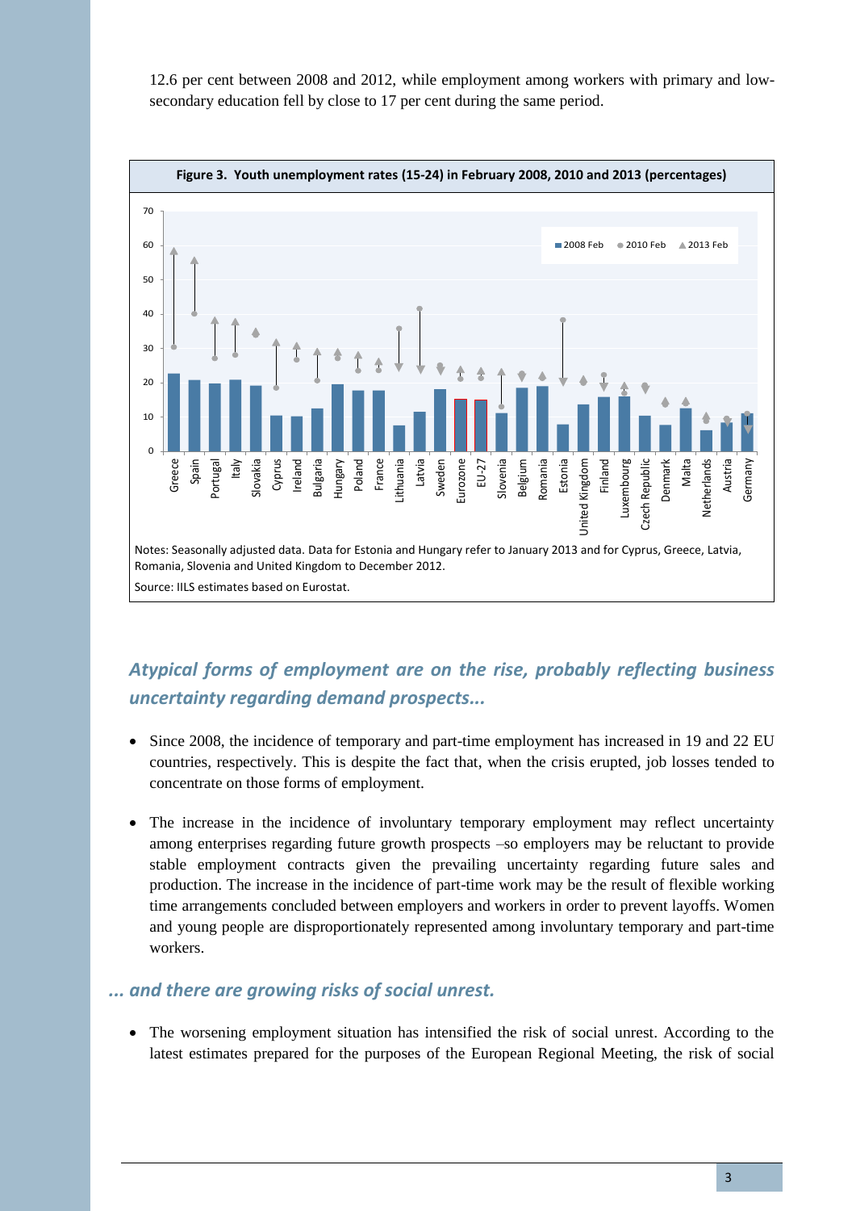12.6 per cent between 2008 and 2012, while employment among workers with primary and low-secondary education fell by close to 17 per cent during the same period.

**Figure 3. Youth unemployment rates (15-24) in February 2008, 2010 and 2013 (percentages)**

Notes: Seasonally adjusted data. Data for Estonia and Hungary refer to January 2013 and for Cyprus, Greece, Latvia, Romania, Slovenia and United Kingdom to December 2012.

Source: IILS estimates based on Eurostat.

## *Atypical forms of employment are on the rise, probably reflecting business uncertainty regarding demand prospects...*

- Since 2008, the incidence of temporary and part-time employment has increased in 19 and 22 EU countries, respectively. This is despite the fact that, when the crisis erupted, job losses tended to concentrate on those forms of employment.
- The increase in the incidence of involuntary temporary employment may reflect uncertainty among enterprises regarding future growth prospects –so employers may be reluctant to provide stable employment contracts given the prevailing uncertainty regarding future sales and production. The increase in the incidence of part-time work may be the result of flexible working time arrangements concluded between employers and workers in order to prevent layoffs. Women and young people are disproportionately represented among involuntary temporary and part-time workers.

## *... and there are growing risks of social unrest.*

- The worsening employment situation has intensified the risk of social unrest. According to the latest estimates prepared for the purposes of the European Regional Meeting, the risk of social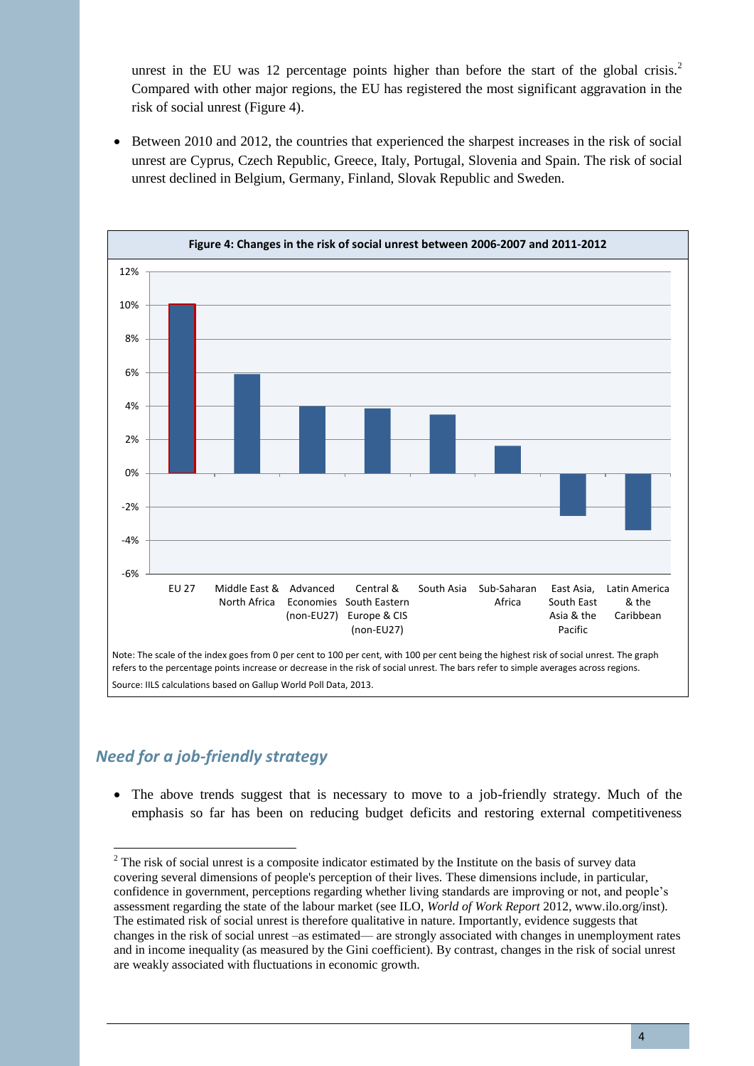unrest in the EU was 12 percentage points higher than before the start of the global crisis.[2] Compared with other major regions, the EU has registered the most significant aggravation in the risk of social unrest (Figure 4).

- Between 2010 and 2012, the countries that experienced the sharpest increases in the risk of social unrest are Cyprus, Czech Republic, Greece, Italy, Portugal, Slovenia and Spain. The risk of social unrest declined in Belgium, Germany, Finland, Slovak Republic and Sweden.

**Figure 4: Changes in the risk of social unrest between 2006-2007 and 2011-2012**

| Region | Change |
|---|---|
| EU 27 | 10% |
| Middle East & North Africa | 6% |
| Advanced Economies (non-EU27) | 4% |
| Central & South Eastern Europe & CIS (non-EU27) | 4% |
| South Asia | 3.5% |
| Sub-Saharan Africa | 1.5% |
| East Asia, South East Asia & the Pacific | -2.5% |
| Latin America & the Caribbean | -3.5% |

Note: The scale of the index goes from 0 per cent to 100 per cent, with 100 per cent being the highest risk of social unrest. The graph refers to the percentage points increase or decrease in the risk of social unrest. The bars refer to simple averages across regions.

Source: IILS calculations based on Gallup World Poll Data, 2013.

## *Need for a job-friendly strategy*

- The above trends suggest that is necessary to move to a job-friendly strategy. Much of the emphasis so far has been on reducing budget deficits and restoring external competitiveness

[2] The risk of social unrest is a composite indicator estimated by the Institute on the basis of survey data covering several dimensions of people's perception of their lives. These dimensions include, in particular, confidence in government, perceptions regarding whether living standards are improving or not, and people's assessment regarding the state of the labour market (see ILO, *World of Work Report* 2012, www.ilo.org/inst). The estimated risk of social unrest is therefore qualitative in nature. Importantly, evidence suggests that changes in the risk of social unrest –as estimated— are strongly associated with changes in unemployment rates and in income inequality (as measured by the Gini coefficient). By contrast, changes in the risk of social unrest are weakly associated with fluctuations in economic growth.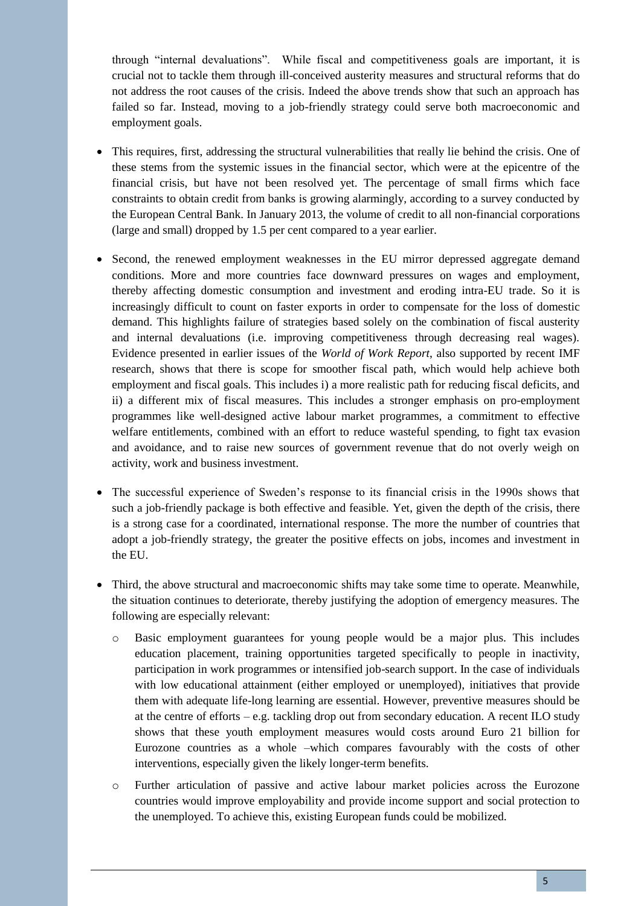through "internal devaluations". While fiscal and competitiveness goals are important, it is crucial not to tackle them through ill-conceived austerity measures and structural reforms that do not address the root causes of the crisis. Indeed the above trends show that such an approach has failed so far. Instead, moving to a job-friendly strategy could serve both macroeconomic and employment goals.

- This requires, first, addressing the structural vulnerabilities that really lie behind the crisis. One of these stems from the systemic issues in the financial sector, which were at the epicentre of the financial crisis, but have not been resolved yet. The percentage of small firms which face constraints to obtain credit from banks is growing alarmingly, according to a survey conducted by the European Central Bank. In January 2013, the volume of credit to all non-financial corporations (large and small) dropped by 1.5 per cent compared to a year earlier.

- Second, the renewed employment weaknesses in the EU mirror depressed aggregate demand conditions. More and more countries face downward pressures on wages and employment, thereby affecting domestic consumption and investment and eroding intra-EU trade. So it is increasingly difficult to count on faster exports in order to compensate for the loss of domestic demand. This highlights failure of strategies based solely on the combination of fiscal austerity and internal devaluations (i.e. improving competitiveness through decreasing real wages). Evidence presented in earlier issues of the *World of Work Report*, also supported by recent IMF research, shows that there is scope for smoother fiscal path, which would help achieve both employment and fiscal goals. This includes i) a more realistic path for reducing fiscal deficits, and ii) a different mix of fiscal measures. This includes a stronger emphasis on pro-employment programmes like well-designed active labour market programmes, a commitment to effective welfare entitlements, combined with an effort to reduce wasteful spending, to fight tax evasion and avoidance, and to raise new sources of government revenue that do not overly weigh on activity, work and business investment.

- The successful experience of Sweden's response to its financial crisis in the 1990s shows that such a job-friendly package is both effective and feasible. Yet, given the depth of the crisis, there is a strong case for a coordinated, international response. The more the number of countries that adopt a job-friendly strategy, the greater the positive effects on jobs, incomes and investment in the EU.

- Third, the above structural and macroeconomic shifts may take some time to operate. Meanwhile, the situation continues to deteriorate, thereby justifying the adoption of emergency measures. The following are especially relevant:

  - Basic employment guarantees for young people would be a major plus. This includes education placement, training opportunities targeted specifically to people in inactivity, participation in work programmes or intensified job-search support. In the case of individuals with low educational attainment (either employed or unemployed), initiatives that provide them with adequate life-long learning are essential. However, preventive measures should be at the centre of efforts – e.g. tackling drop out from secondary education. A recent ILO study shows that these youth employment measures would costs around Euro 21 billion for Eurozone countries as a whole –which compares favourably with the costs of other interventions, especially given the likely longer-term benefits.

  - Further articulation of passive and active labour market policies across the Eurozone countries would improve employability and provide income support and social protection to the unemployed. To achieve this, existing European funds could be mobilized.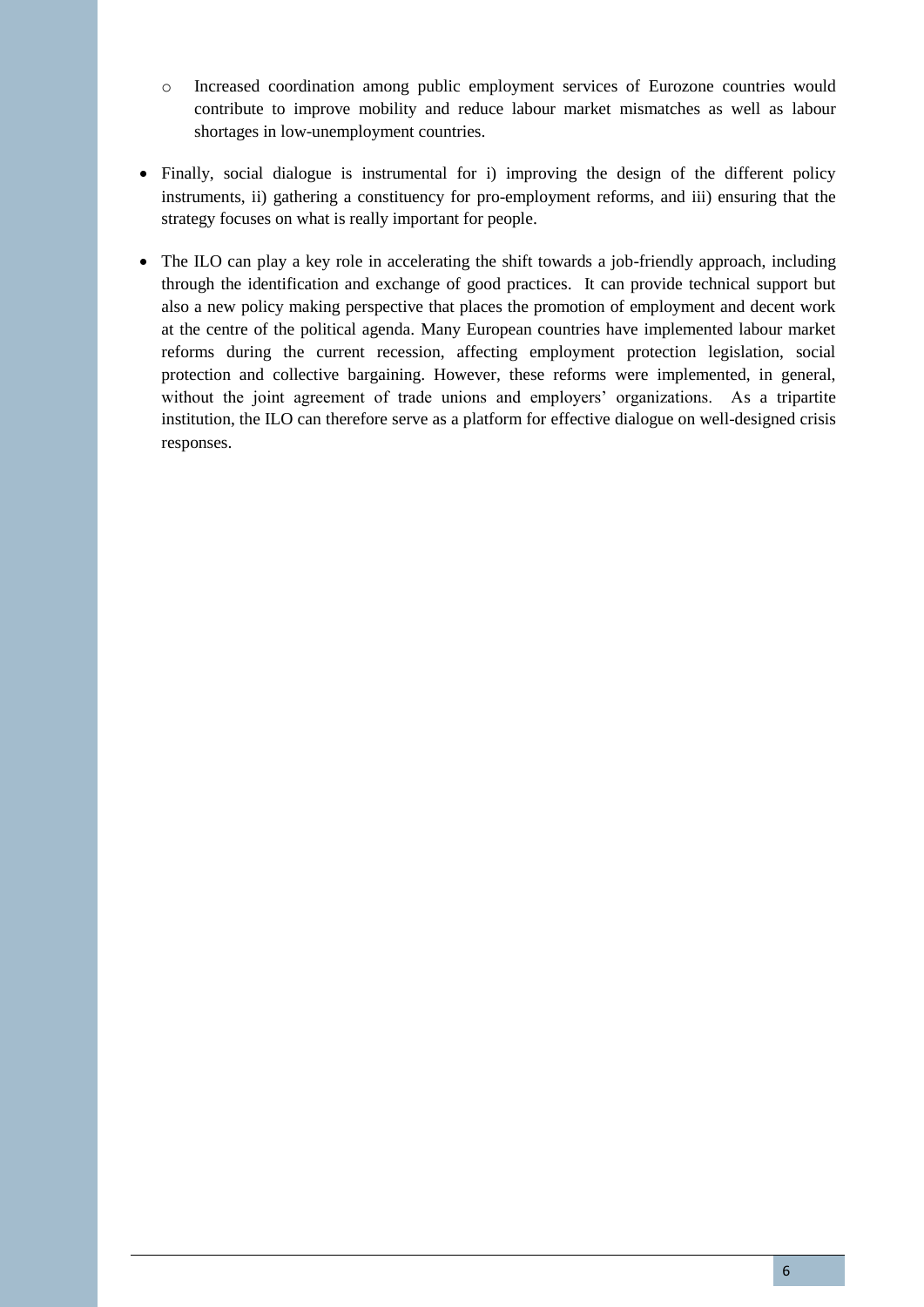- Increased coordination among public employment services of Eurozone countries would contribute to improve mobility and reduce labour market mismatches as well as labour shortages in low-unemployment countries.

- Finally, social dialogue is instrumental for i) improving the design of the different policy instruments, ii) gathering a constituency for pro-employment reforms, and iii) ensuring that the strategy focuses on what is really important for people.

- The ILO can play a key role in accelerating the shift towards a job-friendly approach, including through the identification and exchange of good practices. It can provide technical support but also a new policy making perspective that places the promotion of employment and decent work at the centre of the political agenda. Many European countries have implemented labour market reforms during the current recession, affecting employment protection legislation, social protection and collective bargaining. However, these reforms were implemented, in general, without the joint agreement of trade unions and employers' organizations. As a tripartite institution, the ILO can therefore serve as a platform for effective dialogue on well-designed crisis responses.